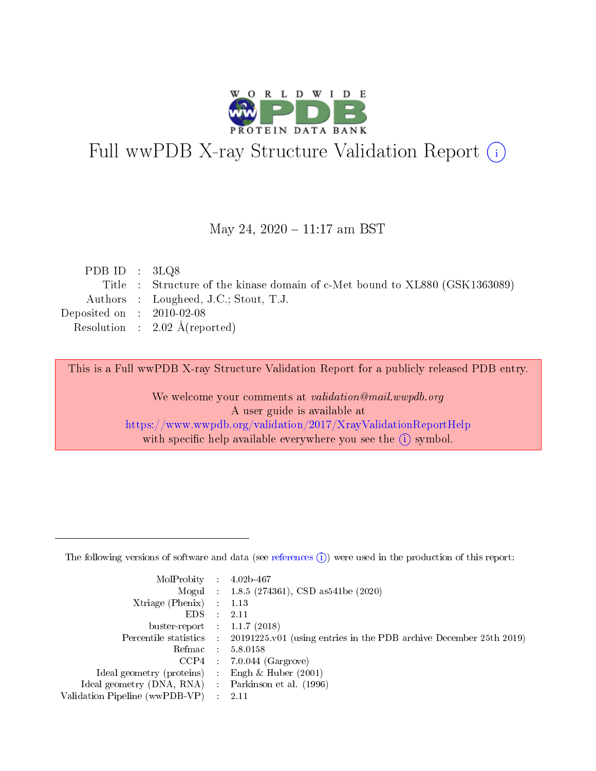# Full wwPDB X-ray Structure Validation Report ⓘ

May 24, 2020 – 11:17 am BST

| | | |
|---|---|---|
| PDB ID | : | 3LQ8 |
| Title | : | Structure of the kinase domain of c-Met bound to XL880 (GSK1363089) |
| Authors | : | Lougheed, J.C.; Stout, T.J. |
| Deposited on | : | 2010-02-08 |
| Resolution | : | 2.02 Å(reported) |

This is a Full wwPDB X-ray Structure Validation Report for a publicly released PDB entry.

We welcome your comments at *validation@mail.wwpdb.org*
A user guide is available at
https://www.wwpdb.org/validation/2017/XrayValidationReportHelp
with specific help available everywhere you see the ⓘ symbol.

---

The following versions of software and data (see references ⓘ) were used in the production of this report:

| | | |
|---|---|---|
| MolProbity | : | 4.02b-467 |
| Mogul | : | 1.8.5 (274361), CSD as541be (2020) |
| Xtriage (Phenix) | : | 1.13 |
| EDS | : | 2.11 |
| buster-report | : | 1.1.7 (2018) |
| Percentile statistics | : | 20191225.v01 (using entries in the PDB archive December 25th 2019) |
| Refmac | : | 5.8.0158 |
| CCP4 | : | 7.0.044 (Gargrove) |
| Ideal geometry (proteins) | : | Engh & Huber (2001) |
| Ideal geometry (DNA, RNA) | : | Parkinson et al. (1996) |
| Validation Pipeline (wwPDB-VP) | : | 2.11 |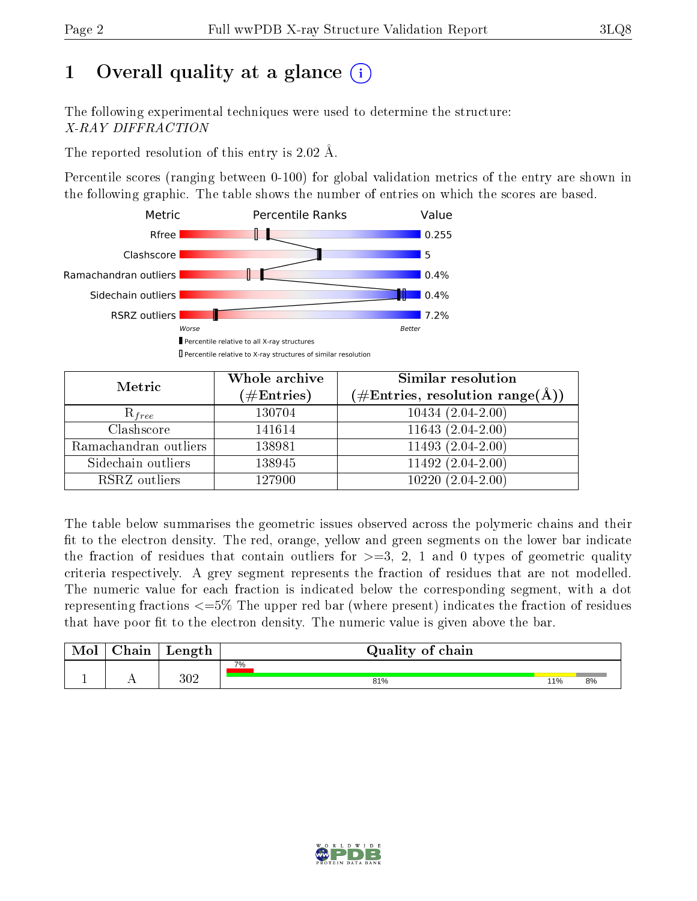# 1 Overall quality at a glance

The following experimental techniques were used to determine the structure:
*X-RAY DIFFRACTION*

The reported resolution of this entry is 2.02 Å.

Percentile scores (ranging between 0-100) for global validation metrics of the entry are shown in the following graphic. The table shows the number of entries on which the scores are based.

| Metric | Value |
|---|---|
| Rfree | 0.255 |
| Clashscore | 5 |
| Ramachandran outliers | 0.4% |
| Sidechain outliers | 0.4% |
| RSRZ outliers | 7.2% |

Worse — Better

■ Percentile relative to all X-ray structures
□ Percentile relative to X-ray structures of similar resolution

| Metric | Whole archive (#Entries) | Similar resolution (#Entries, resolution range(Å)) |
|---|---|---|
| $R_{free}$ | 130704 | 10434 (2.04-2.00) |
| Clashscore | 141614 | 11643 (2.04-2.00) |
| Ramachandran outliers | 138981 | 11493 (2.04-2.00) |
| Sidechain outliers | 138945 | 11492 (2.04-2.00) |
| RSRZ outliers | 127900 | 10220 (2.04-2.00) |

The table below summarises the geometric issues observed across the polymeric chains and their fit to the electron density. The red, orange, yellow and green segments on the lower bar indicate the fraction of residues that contain outliers for >=3, 2, 1 and 0 types of geometric quality criteria respectively. A grey segment represents the fraction of residues that are not modelled. The numeric value for each fraction is indicated below the corresponding segment, with a dot representing fractions <=5% The upper red bar (where present) indicates the fraction of residues that have poor fit to the electron density. The numeric value is given above the bar.

| Mol | Chain | Length | Quality of chain |
|---|---|---|---|
| 1 | A | 302 | 7% (poor fit); 81% green, 11% yellow, 8% grey |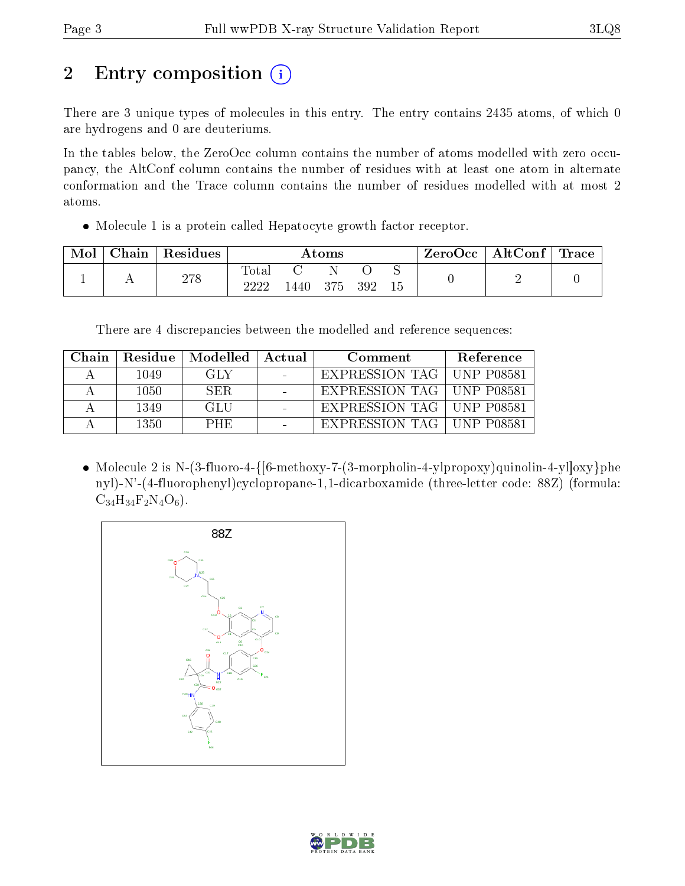## 2 Entry composition

There are 3 unique types of molecules in this entry. The entry contains 2435 atoms, of which 0 are hydrogens and 0 are deuteriums.

In the tables below, the ZeroOcc column contains the number of atoms modelled with zero occupancy, the AltConf column contains the number of residues with at least one atom in alternate conformation and the Trace column contains the number of residues modelled with at most 2 atoms.

- Molecule 1 is a protein called Hepatocyte growth factor receptor.

| Mol | Chain | Residues | Atoms | | | | | ZeroOcc | AltConf | Trace |
|---|---|---|---|---|---|---|---|---|---|---|
| 1 | A | 278 | Total | C | N | O | S | 0 | 2 | 0 |
| | | | 2222 | 1440 | 375 | 392 | 15 | | | |

There are 4 discrepancies between the modelled and reference sequences:

| Chain | Residue | Modelled | Actual | Comment | Reference |
|---|---|---|---|---|---|
| A | 1049 | GLY | - | EXPRESSION TAG | UNP P08581 |
| A | 1050 | SER | - | EXPRESSION TAG | UNP P08581 |
| A | 1349 | GLU | - | EXPRESSION TAG | UNP P08581 |
| A | 1350 | PHE | - | EXPRESSION TAG | UNP P08581 |

- Molecule 2 is N-(3-fluoro-4-{[6-methoxy-7-(3-morpholin-4-ylpropoxy)quinolin-4-yl]oxy}phenyl)-N'-(4-fluorophenyl)cyclopropane-1,1-dicarboxamide (three-letter code: 88Z) (formula: $C_{34}H_{34}F_2N_4O_6$).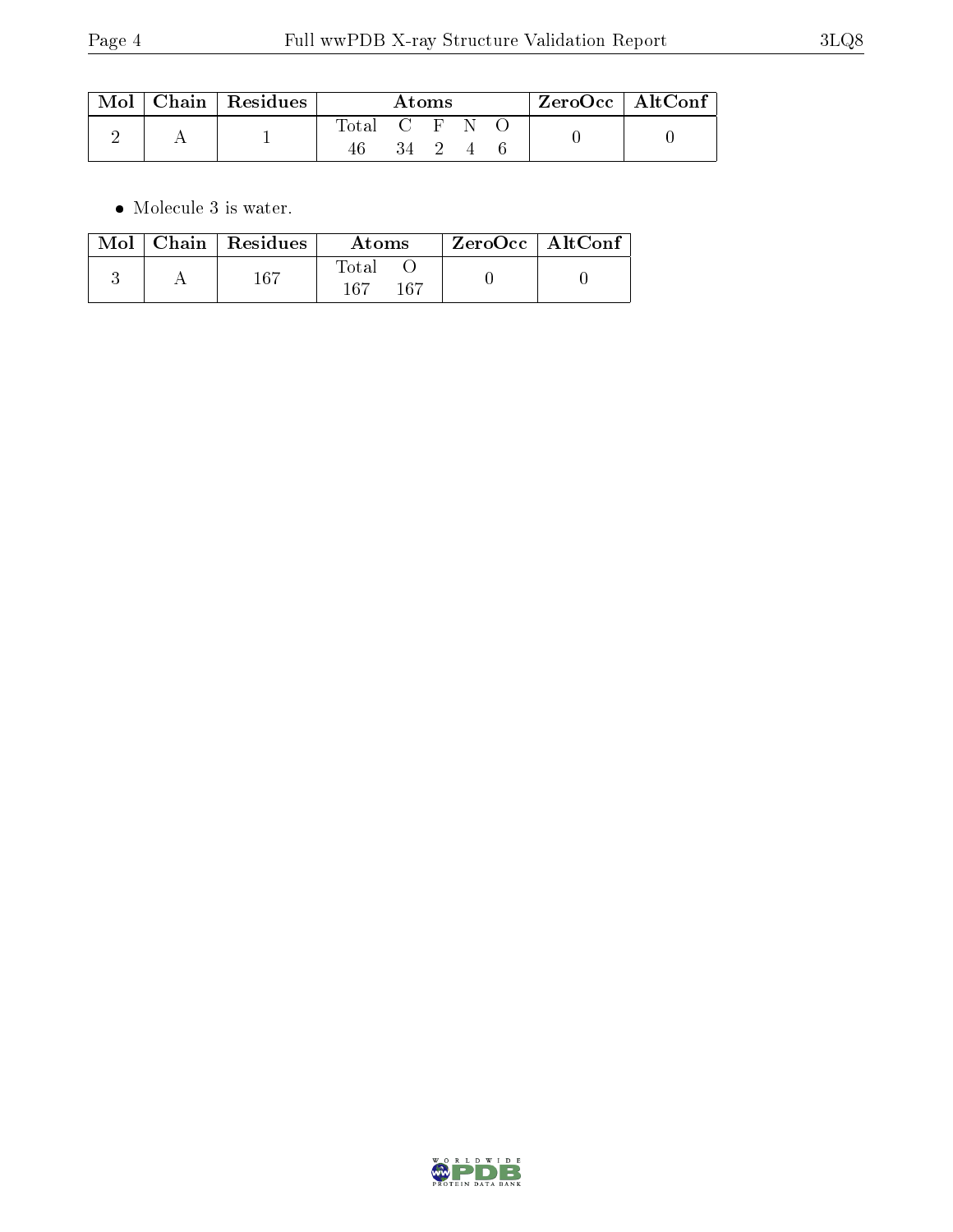| Mol | Chain | Residues | Atoms | | | | | ZeroOcc | AltConf |
|---|---|---|---|---|---|---|---|---|---|
| | | | Total | C | F | N | O | | |
| 2 | A | 1 | 46 | 34 | 2 | 4 | 6 | 0 | 0 |

- Molecule 3 is water.

| Mol | Chain | Residues | Atoms | | ZeroOcc | AltConf |
|---|---|---|---|---|---|---|
| | | | Total | O | | |
| 3 | A | 167 | 167 | 167 | 0 | 0 |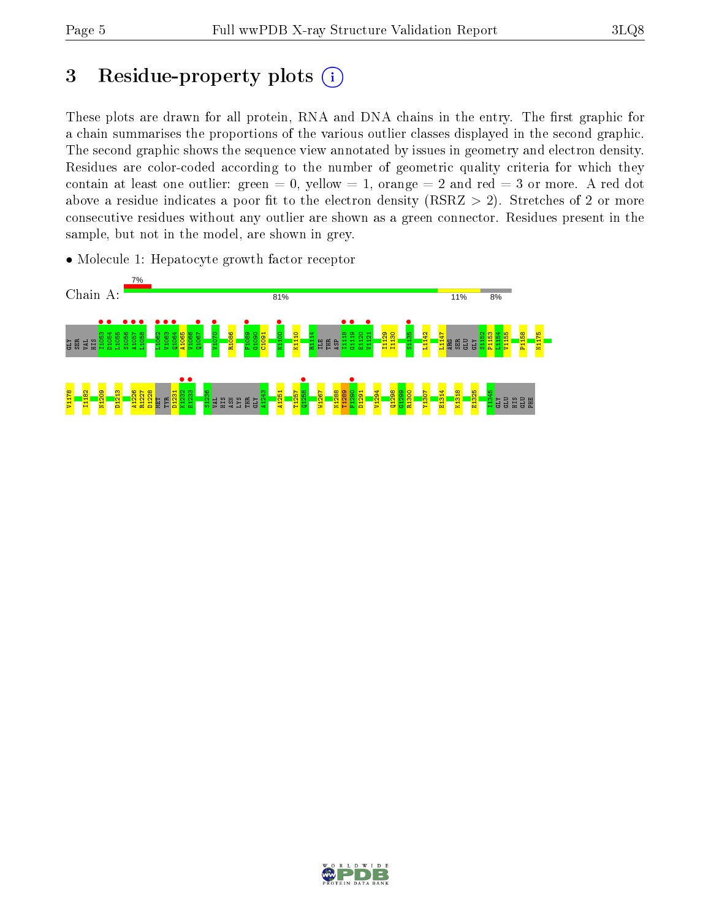# 3 Residue-property plots

These plots are drawn for all protein, RNA and DNA chains in the entry. The first graphic for a chain summarises the proportions of the various outlier classes displayed in the second graphic. The second graphic shows the sequence view annotated by issues in geometry and electron density. Residues are color-coded according to the number of geometric quality criteria for which they contain at least one outlier: green = 0, yellow = 1, orange = 2 and red = 3 or more. A red dot above a residue indicates a poor fit to the electron density (RSRZ > 2). Stretches of 2 or more consecutive residues without any outlier are shown as a green connector. Residues present in the sample, but not in the model, are shown in grey.

- Molecule 1: Hepatocyte growth factor receptor

Chain A: 7% | 81% | 11% | 8%

GLY SER VAL HIS I1053 D1054 L1055 S1056 A1057 L1058 L1062 V1063 Q1064 A1065 V1066 Q1067 V1070 R1086 F1089 G1090 C1091 N1100 K1110 R1114 ILE THR ASP I1118 G1119 E1120 V1121 I1129 I1130 S1135 L1142 L1147 ARG SER GLU GLY S1152 P1153 L1154 V1155 P1158 N1175

V1178 I1182 N1209 D1213 A1226 R1227 D1228 MET TYR D1231 K1232 E1233 S1236 VAL HIS ASN LYS THR GLY A1243 A1251 T1257 Q1258 W1267 N1288 T1289 F1290 D1291 V1294 Q1298 G1299 R1300 Y1307 E1314 K1318 E1325 I1345 GLY GLU HIS GLU PHE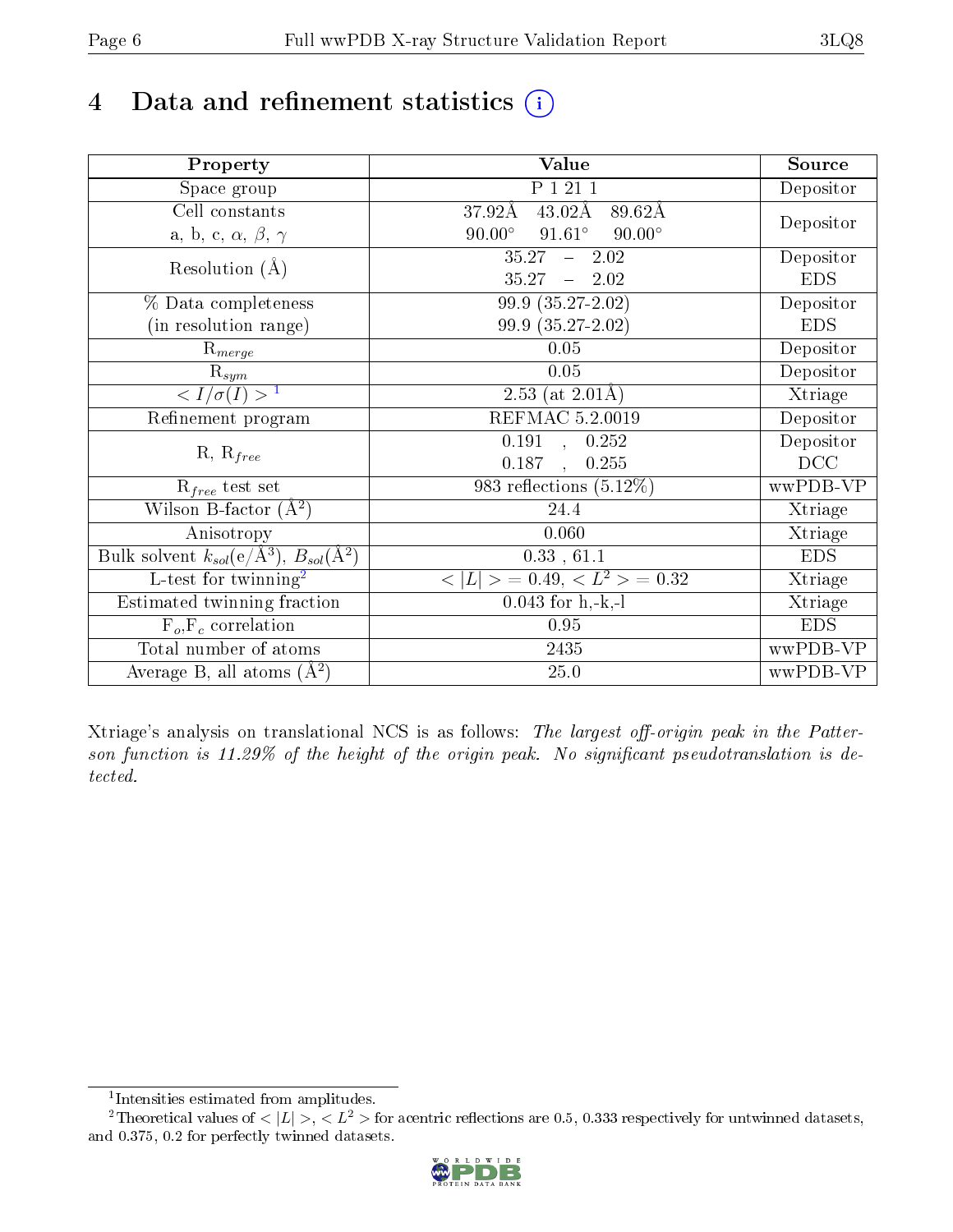# 4 Data and refinement statistics

| Property | Value | Source |
|---|---|---|
| Space group | P 1 21 1 | Depositor |
| Cell constants<br>a, b, c, $\alpha$, $\beta$, $\gamma$ | 37.92Å 43.02Å 89.62Å<br>90.00° 91.61° 90.00° | Depositor |
| Resolution (Å) | 35.27 – 2.02<br>35.27 – 2.02 | Depositor<br>EDS |
| % Data completeness<br>(in resolution range) | 99.9 (35.27-2.02)<br>99.9 (35.27-2.02) | Depositor<br>EDS |
| $R_{merge}$ | 0.05 | Depositor |
| $R_{sym}$ | 0.05 | Depositor |
| $< I/\sigma(I) >$ [1] | 2.53 (at 2.01Å) | Xtriage |
| Refinement program | REFMAC 5.2.0019 | Depositor |
| R, $R_{free}$ | 0.191 , 0.252<br>0.187 , 0.255 | Depositor<br>DCC |
| $R_{free}$ test set | 983 reflections (5.12%) | wwPDB-VP |
| Wilson B-factor (Å$^2$) | 24.4 | Xtriage |
| Anisotropy | 0.060 | Xtriage |
| Bulk solvent $k_{sol}$(e/Å$^3$), $B_{sol}$(Å$^2$) | 0.33 , 61.1 | EDS |
| L-test for twinning[2] | $< \|L\| > = 0.49$, $< L^2 > = 0.32$ | Xtriage |
| Estimated twinning fraction | 0.043 for h,-k,-l | Xtriage |
| $F_o$,$F_c$ correlation | 0.95 | EDS |
| Total number of atoms | 2435 | wwPDB-VP |
| Average B, all atoms (Å$^2$) | 25.0 | wwPDB-VP |

Xtriage's analysis on translational NCS is as follows: *The largest off-origin peak in the Patterson function is 11.29% of the height of the origin peak. No significant pseudotranslation is detected.*

[1] Intensities estimated from amplitudes.

[2] Theoretical values of $< |L| >$, $< L^2 >$ for acentric reflections are 0.5, 0.333 respectively for untwinned datasets, and 0.375, 0.2 for perfectly twinned datasets.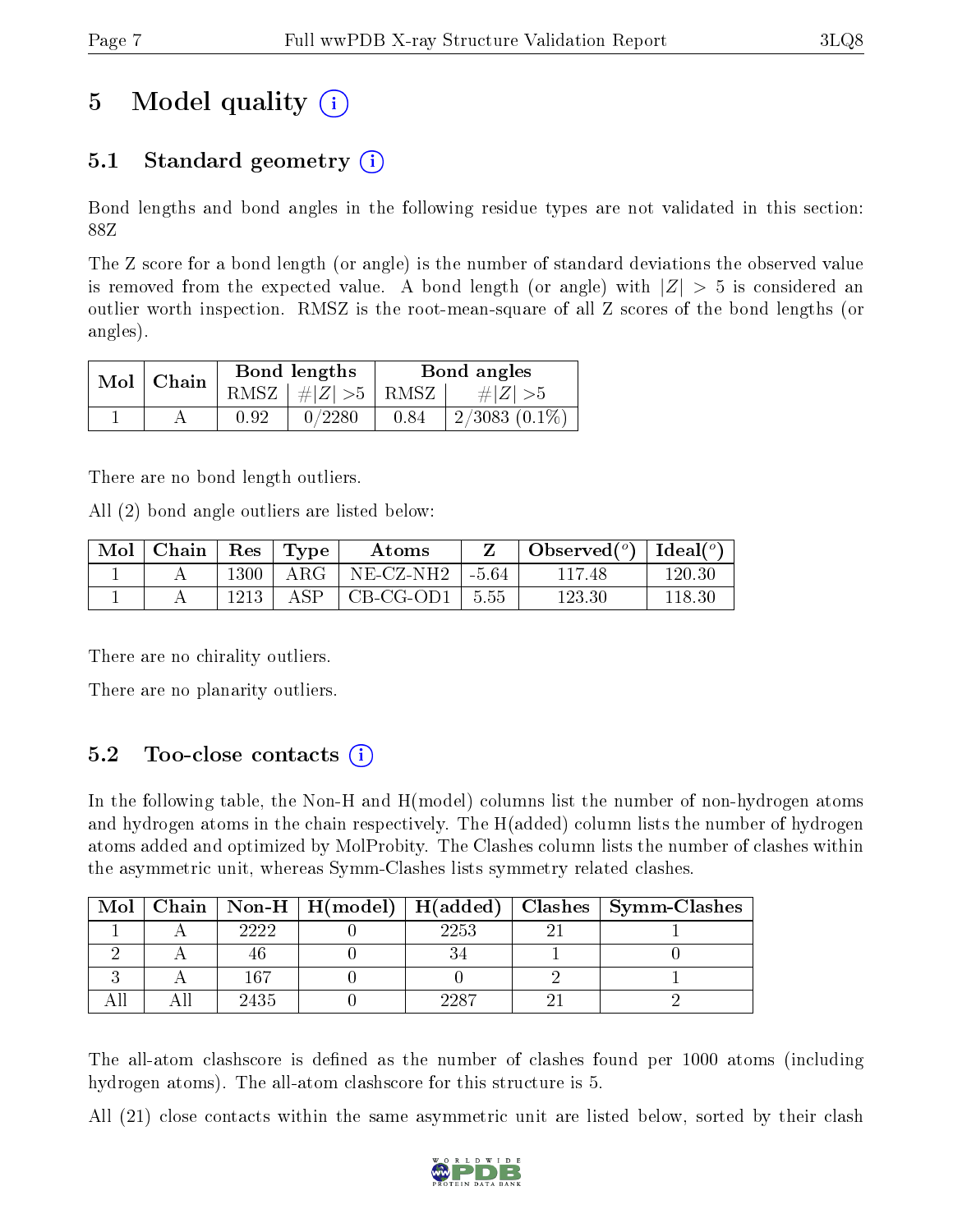# 5 Model quality (i)

## 5.1 Standard geometry (i)

Bond lengths and bond angles in the following residue types are not validated in this section: 88Z

The Z score for a bond length (or angle) is the number of standard deviations the observed value is removed from the expected value. A bond length (or angle) with $|Z| > 5$ is considered an outlier worth inspection. RMSZ is the root-mean-square of all Z scores of the bond lengths (or angles).

| Mol | Chain | Bond lengths | | Bond angles | |
|---|---|---|---|---|---|
| | | RMSZ | $\#|Z|>5$ | RMSZ | $\#|Z|>5$ |
| 1 | A | 0.92 | 0/2280 | 0.84 | 2/3083 (0.1%) |

There are no bond length outliers.

All (2) bond angle outliers are listed below:

| Mol | Chain | Res | Type | Atoms | Z | Observed(°) | Ideal(°) |
|---|---|---|---|---|---|---|---|
| 1 | A | 1300 | ARG | NE-CZ-NH2 | -5.64 | 117.48 | 120.30 |
| 1 | A | 1213 | ASP | CB-CG-OD1 | 5.55 | 123.30 | 118.30 |

There are no chirality outliers.

There are no planarity outliers.

## 5.2 Too-close contacts (i)

In the following table, the Non-H and H(model) columns list the number of non-hydrogen atoms and hydrogen atoms in the chain respectively. The H(added) column lists the number of hydrogen atoms added and optimized by MolProbity. The Clashes column lists the number of clashes within the asymmetric unit, whereas Symm-Clashes lists symmetry related clashes.

| Mol | Chain | Non-H | H(model) | H(added) | Clashes | Symm-Clashes |
|---|---|---|---|---|---|---|
| 1 | A | 2222 | 0 | 2253 | 21 | 1 |
| 2 | A | 46 | 0 | 34 | 1 | 0 |
| 3 | A | 167 | 0 | 0 | 2 | 1 |
| All | All | 2435 | 0 | 2287 | 21 | 2 |

The all-atom clashscore is defined as the number of clashes found per 1000 atoms (including hydrogen atoms). The all-atom clashscore for this structure is 5.

All (21) close contacts within the same asymmetric unit are listed below, sorted by their clash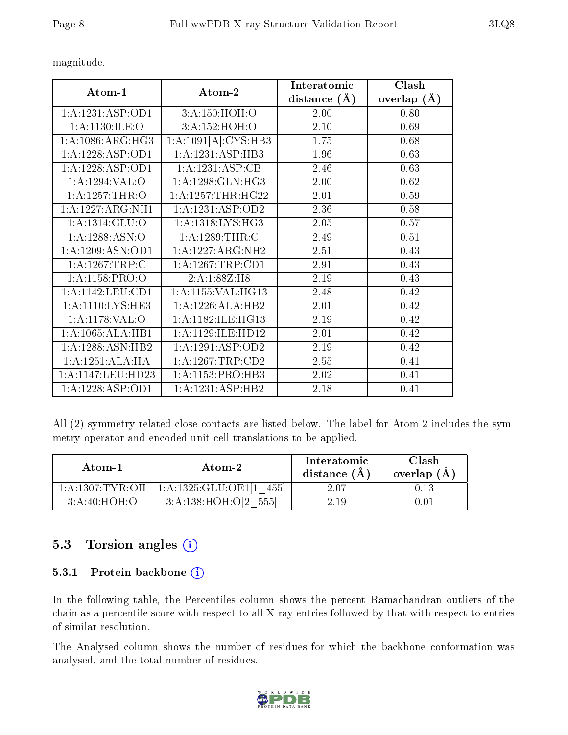magnitude.

| Atom-1 | Atom-2 | Interatomic distance (Å) | Clash overlap (Å) |
|---|---|---|---|
| 1:A:1231:ASP:OD1 | 3:A:150:HOH:O | 2.00 | 0.80 |
| 1:A:1130:ILE:O | 3:A:152:HOH:O | 2.10 | 0.69 |
| 1:A:1086:ARG:HG3 | 1:A:1091[A]:CYS:HB3 | 1.75 | 0.68 |
| 1:A:1228:ASP:OD1 | 1:A:1231:ASP:HB3 | 1.96 | 0.63 |
| 1:A:1228:ASP:OD1 | 1:A:1231:ASP:CB | 2.46 | 0.63 |
| 1:A:1294:VAL:O | 1:A:1298:GLN:HG3 | 2.00 | 0.62 |
| 1:A:1257:THR:O | 1:A:1257:THR:HG22 | 2.01 | 0.59 |
| 1:A:1227:ARG:NH1 | 1:A:1231:ASP:OD2 | 2.36 | 0.58 |
| 1:A:1314:GLU:O | 1:A:1318:LYS:HG3 | 2.05 | 0.57 |
| 1:A:1288:ASN:O | 1:A:1289:THR:C | 2.49 | 0.51 |
| 1:A:1209:ASN:OD1 | 1:A:1227:ARG:NH2 | 2.51 | 0.43 |
| 1:A:1267:TRP:C | 1:A:1267:TRP:CD1 | 2.91 | 0.43 |
| 1:A:1158:PRO:O | 2:A:1:88Z:H8 | 2.19 | 0.43 |
| 1:A:1142:LEU:CD1 | 1:A:1155:VAL:HG13 | 2.48 | 0.42 |
| 1:A:1110:LYS:HE3 | 1:A:1226:ALA:HB2 | 2.01 | 0.42 |
| 1:A:1178:VAL:O | 1:A:1182:ILE:HG13 | 2.19 | 0.42 |
| 1:A:1065:ALA:HB1 | 1:A:1129:ILE:HD12 | 2.01 | 0.42 |
| 1:A:1288:ASN:HB2 | 1:A:1291:ASP:OD2 | 2.19 | 0.42 |
| 1:A:1251:ALA:HA | 1:A:1267:TRP:CD2 | 2.55 | 0.41 |
| 1:A:1147:LEU:HD23 | 1:A:1153:PRO:HB3 | 2.02 | 0.41 |
| 1:A:1228:ASP:OD1 | 1:A:1231:ASP:HB2 | 2.18 | 0.41 |

All (2) symmetry-related close contacts are listed below. The label for Atom-2 includes the symmetry operator and encoded unit-cell translations to be applied.

| Atom-1 | Atom-2 | Interatomic distance (Å) | Clash overlap (Å) |
|---|---|---|---|
| 1:A:1307:TYR:OH | 1:A:1325:GLU:OE1[1_455] | 2.07 | 0.13 |
| 3:A:40:HOH:O | 3:A:138:HOH:O[2_555] | 2.19 | 0.01 |

## 5.3 Torsion angles

### 5.3.1 Protein backbone

In the following table, the Percentiles column shows the percent Ramachandran outliers of the chain as a percentile score with respect to all X-ray entries followed by that with respect to entries of similar resolution.

The Analysed column shows the number of residues for which the backbone conformation was analysed, and the total number of residues.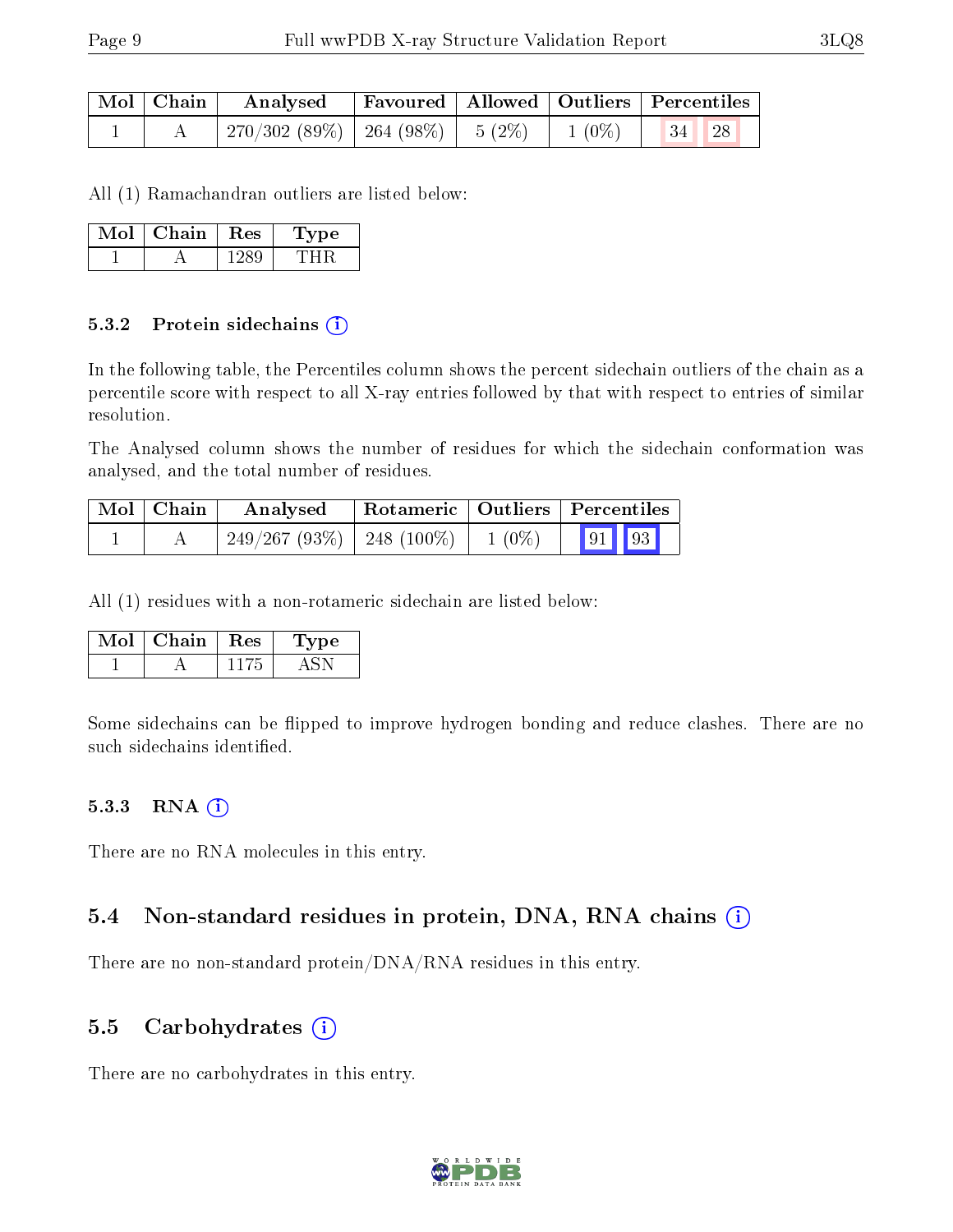| Mol | Chain | Analysed | Favoured | Allowed | Outliers | Percentiles | |
|---|---|---|---|---|---|---|---|
| 1 | A | 270/302 (89%) | 264 (98%) | 5 (2%) | 1 (0%) | 34 | 28 |

All (1) Ramachandran outliers are listed below:

| Mol | Chain | Res | Type |
|---|---|---|---|
| 1 | A | 1289 | THR |

### 5.3.2 Protein sidechains

In the following table, the Percentiles column shows the percent sidechain outliers of the chain as a percentile score with respect to all X-ray entries followed by that with respect to entries of similar resolution.

The Analysed column shows the number of residues for which the sidechain conformation was analysed, and the total number of residues.

| Mol | Chain | Analysed | Rotameric | Outliers | Percentiles | |
|---|---|---|---|---|---|---|
| 1 | A | 249/267 (93%) | 248 (100%) | 1 (0%) | 91 | 93 |

All (1) residues with a non-rotameric sidechain are listed below:

| Mol | Chain | Res | Type |
|---|---|---|---|
| 1 | A | 1175 | ASN |

Some sidechains can be flipped to improve hydrogen bonding and reduce clashes. There are no such sidechains identified.

### 5.3.3 RNA

There are no RNA molecules in this entry.

## 5.4 Non-standard residues in protein, DNA, RNA chains

There are no non-standard protein/DNA/RNA residues in this entry.

## 5.5 Carbohydrates

There are no carbohydrates in this entry.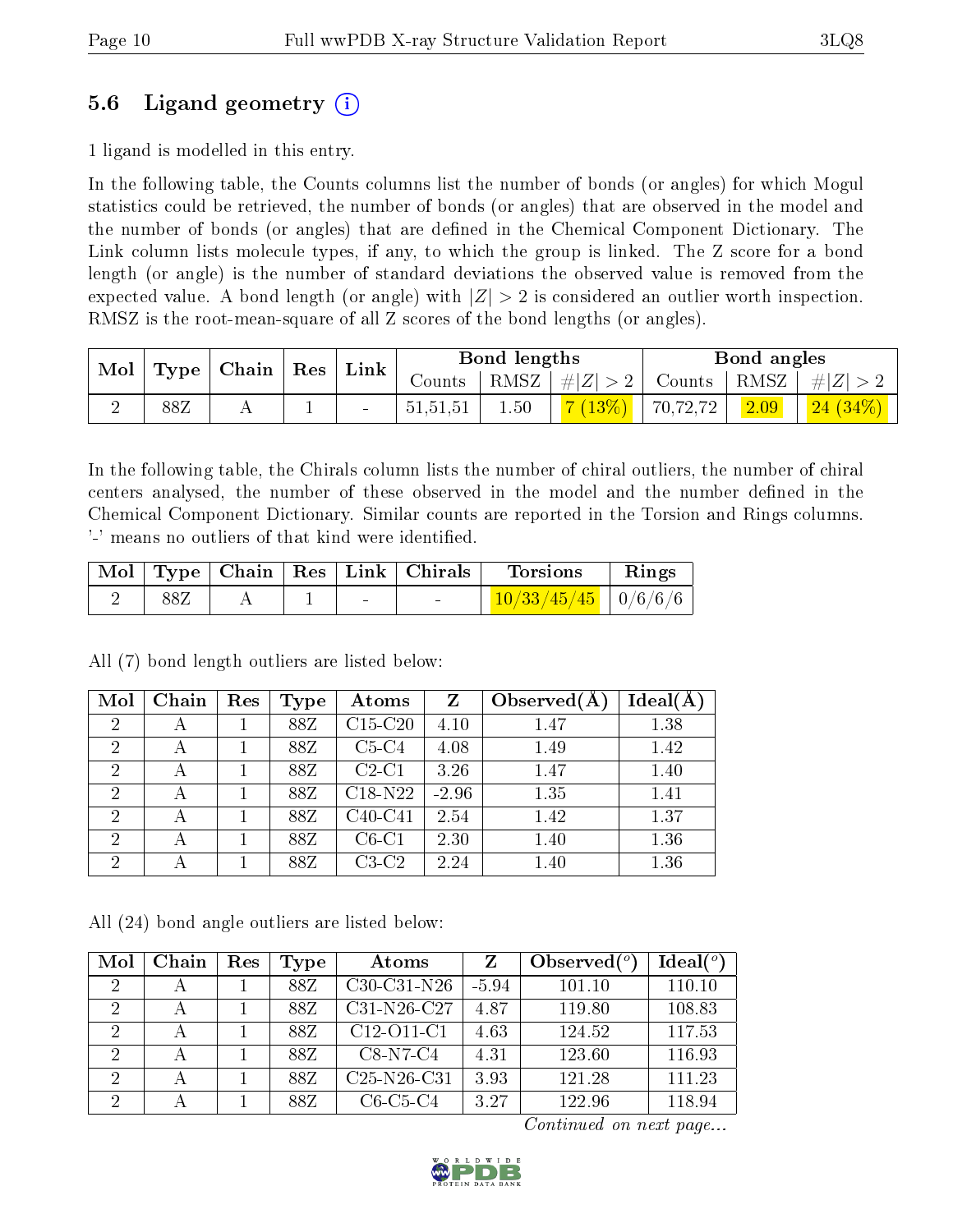## 5.6 Ligand geometry (i)

1 ligand is modelled in this entry.

In the following table, the Counts columns list the number of bonds (or angles) for which Mogul statistics could be retrieved, the number of bonds (or angles) that are observed in the model and the number of bonds (or angles) that are defined in the Chemical Component Dictionary. The Link column lists molecule types, if any, to which the group is linked. The Z score for a bond length (or angle) is the number of standard deviations the observed value is removed from the expected value. A bond length (or angle) with |Z| > 2 is considered an outlier worth inspection. RMSZ is the root-mean-square of all Z scores of the bond lengths (or angles).

| Mol | Type | Chain | Res | Link | Bond lengths | | | Bond angles | | |
|---|---|---|---|---|---|---|---|---|---|---|
| | | | | | Counts | RMSZ | #\|Z\| > 2 | Counts | RMSZ | #\|Z\| > 2 |
| 2 | 88Z | A | 1 | - | 51,51,51 | 1.50 | 7 (13%) | 70,72,72 | 2.09 | 24 (34%) |

In the following table, the Chirals column lists the number of chiral outliers, the number of chiral centers analysed, the number of these observed in the model and the number defined in the Chemical Component Dictionary. Similar counts are reported in the Torsion and Rings columns. '-' means no outliers of that kind were identified.

| Mol | Type | Chain | Res | Link | Chirals | Torsions | Rings |
|---|---|---|---|---|---|---|---|
| 2 | 88Z | A | 1 | - | - | 10/33/45/45 | 0/6/6/6 |

All (7) bond length outliers are listed below:

| Mol | Chain | Res | Type | Atoms | Z | Observed(Å) | Ideal(Å) |
|---|---|---|---|---|---|---|---|
| 2 | A | 1 | 88Z | C15-C20 | 4.10 | 1.47 | 1.38 |
| 2 | A | 1 | 88Z | C5-C4 | 4.08 | 1.49 | 1.42 |
| 2 | A | 1 | 88Z | C2-C1 | 3.26 | 1.47 | 1.40 |
| 2 | A | 1 | 88Z | C18-N22 | -2.96 | 1.35 | 1.41 |
| 2 | A | 1 | 88Z | C40-C41 | 2.54 | 1.42 | 1.37 |
| 2 | A | 1 | 88Z | C6-C1 | 2.30 | 1.40 | 1.36 |
| 2 | A | 1 | 88Z | C3-C2 | 2.24 | 1.40 | 1.36 |

All (24) bond angle outliers are listed below:

| Mol | Chain | Res | Type | Atoms | Z | Observed(°) | Ideal(°) |
|---|---|---|---|---|---|---|---|
| 2 | A | 1 | 88Z | C30-C31-N26 | -5.94 | 101.10 | 110.10 |
| 2 | A | 1 | 88Z | C31-N26-C27 | 4.87 | 119.80 | 108.83 |
| 2 | A | 1 | 88Z | C12-O11-C1 | 4.63 | 124.52 | 117.53 |
| 2 | A | 1 | 88Z | C8-N7-C4 | 4.31 | 123.60 | 116.93 |
| 2 | A | 1 | 88Z | C25-N26-C31 | 3.93 | 121.28 | 111.23 |
| 2 | A | 1 | 88Z | C6-C5-C4 | 3.27 | 122.96 | 118.94 |

*Continued on next page...*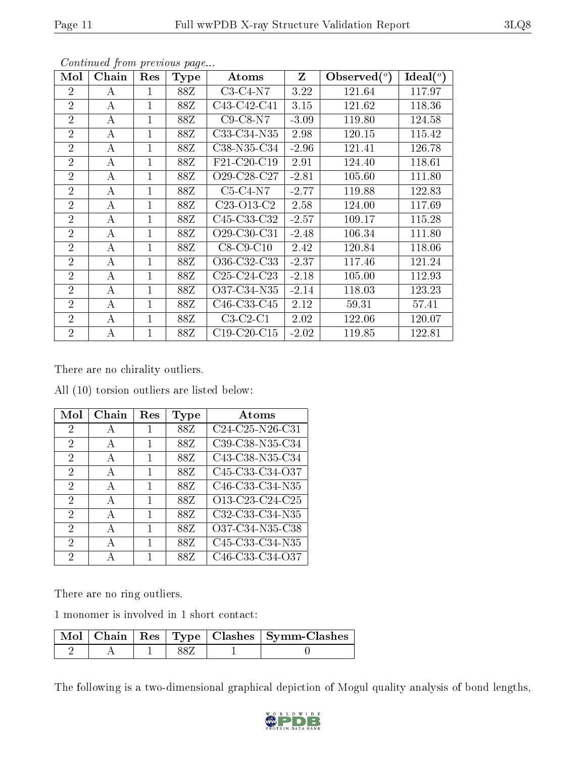*Continued from previous page...*

| Mol | Chain | Res | Type | Atoms | Z | Observed($^o$) | Ideal($^o$) |
|---|---|---|---|---|---|---|---|
| 2 | A | 1 | 88Z | C3-C4-N7 | 3.22 | 121.64 | 117.97 |
| 2 | A | 1 | 88Z | C43-C42-C41 | 3.15 | 121.62 | 118.36 |
| 2 | A | 1 | 88Z | C9-C8-N7 | -3.09 | 119.80 | 124.58 |
| 2 | A | 1 | 88Z | C33-C34-N35 | 2.98 | 120.15 | 115.42 |
| 2 | A | 1 | 88Z | C38-N35-C34 | -2.96 | 121.41 | 126.78 |
| 2 | A | 1 | 88Z | F21-C20-C19 | 2.91 | 124.40 | 118.61 |
| 2 | A | 1 | 88Z | O29-C28-C27 | -2.81 | 105.60 | 111.80 |
| 2 | A | 1 | 88Z | C5-C4-N7 | -2.77 | 119.88 | 122.83 |
| 2 | A | 1 | 88Z | C23-O13-C2 | 2.58 | 124.00 | 117.69 |
| 2 | A | 1 | 88Z | C45-C33-C32 | -2.57 | 109.17 | 115.28 |
| 2 | A | 1 | 88Z | O29-C30-C31 | -2.48 | 106.34 | 111.80 |
| 2 | A | 1 | 88Z | C8-C9-C10 | 2.42 | 120.84 | 118.06 |
| 2 | A | 1 | 88Z | O36-C32-C33 | -2.37 | 117.46 | 121.24 |
| 2 | A | 1 | 88Z | C25-C24-C23 | -2.18 | 105.00 | 112.93 |
| 2 | A | 1 | 88Z | O37-C34-N35 | -2.14 | 118.03 | 123.23 |
| 2 | A | 1 | 88Z | C46-C33-C45 | 2.12 | 59.31 | 57.41 |
| 2 | A | 1 | 88Z | C3-C2-C1 | 2.02 | 122.06 | 120.07 |
| 2 | A | 1 | 88Z | C19-C20-C15 | -2.02 | 119.85 | 122.81 |

There are no chirality outliers.

All (10) torsion outliers are listed below:

| Mol | Chain | Res | Type | Atoms |
|---|---|---|---|---|
| 2 | A | 1 | 88Z | C24-C25-N26-C31 |
| 2 | A | 1 | 88Z | C39-C38-N35-C34 |
| 2 | A | 1 | 88Z | C43-C38-N35-C34 |
| 2 | A | 1 | 88Z | C45-C33-C34-O37 |
| 2 | A | 1 | 88Z | C46-C33-C34-N35 |
| 2 | A | 1 | 88Z | O13-C23-C24-C25 |
| 2 | A | 1 | 88Z | C32-C33-C34-N35 |
| 2 | A | 1 | 88Z | O37-C34-N35-C38 |
| 2 | A | 1 | 88Z | C45-C33-C34-N35 |
| 2 | A | 1 | 88Z | C46-C33-C34-O37 |

There are no ring outliers.

1 monomer is involved in 1 short contact:

| Mol | Chain | Res | Type | Clashes | Symm-Clashes |
|---|---|---|---|---|---|
| 2 | A | 1 | 88Z | 1 | 0 |

The following is a two-dimensional graphical depiction of Mogul quality analysis of bond lengths,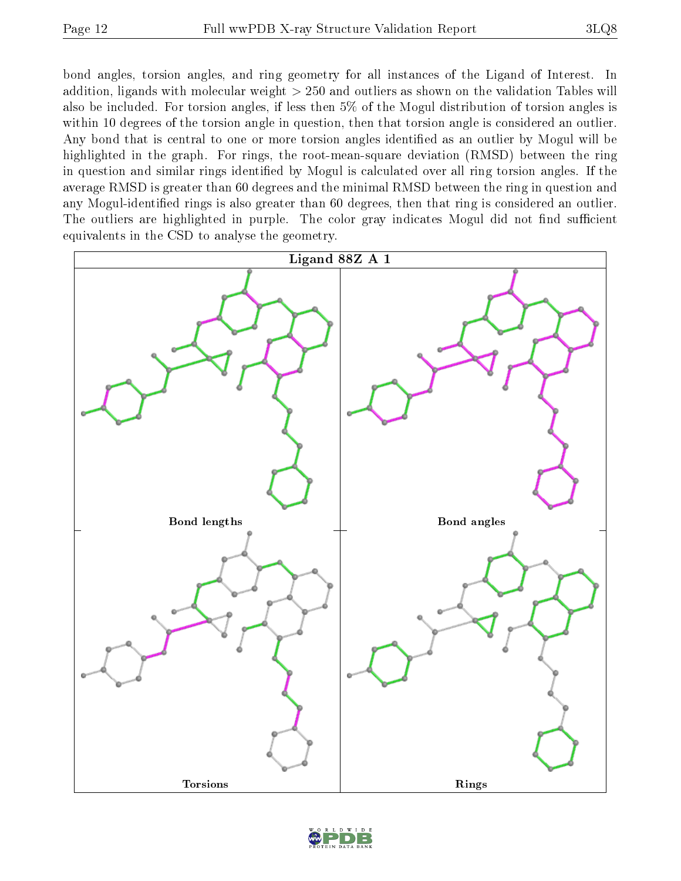bond angles, torsion angles, and ring geometry for all instances of the Ligand of Interest. In addition, ligands with molecular weight > 250 and outliers as shown on the validation Tables will also be included. For torsion angles, if less then 5% of the Mogul distribution of torsion angles is within 10 degrees of the torsion angle in question, then that torsion angle is considered an outlier. Any bond that is central to one or more torsion angles identified as an outlier by Mogul will be highlighted in the graph. For rings, the root-mean-square deviation (RMSD) between the ring in question and similar rings identified by Mogul is calculated over all ring torsion angles. If the average RMSD is greater than 60 degrees and the minimal RMSD between the ring in question and any Mogul-identified rings is also greater than 60 degrees, then that ring is considered an outlier. The outliers are highlighted in purple. The color gray indicates Mogul did not find sufficient equivalents in the CSD to analyse the geometry.

**Ligand 88Z A 1**

Bond lengths

Bond angles

Torsions

Rings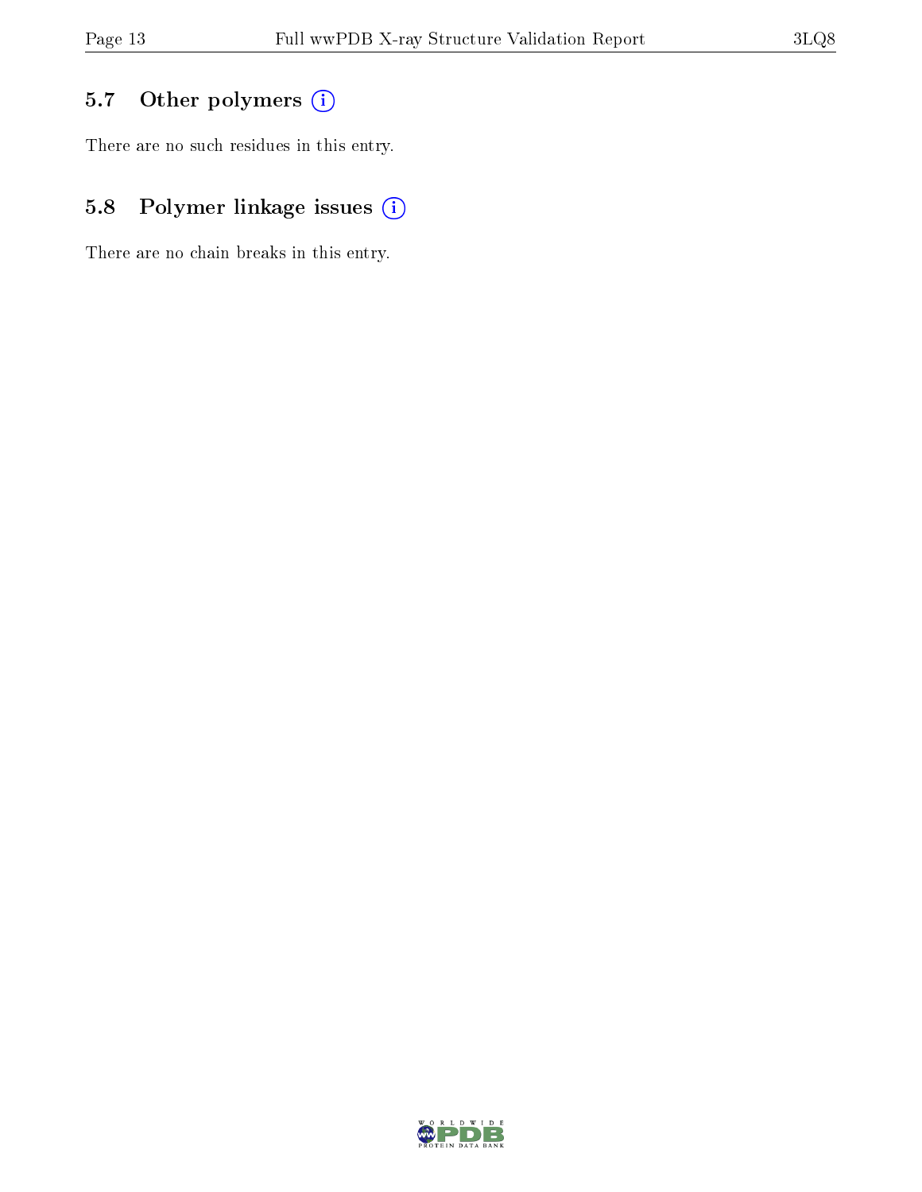### 5.7 Other polymers

There are no such residues in this entry.

### 5.8 Polymer linkage issues

There are no chain breaks in this entry.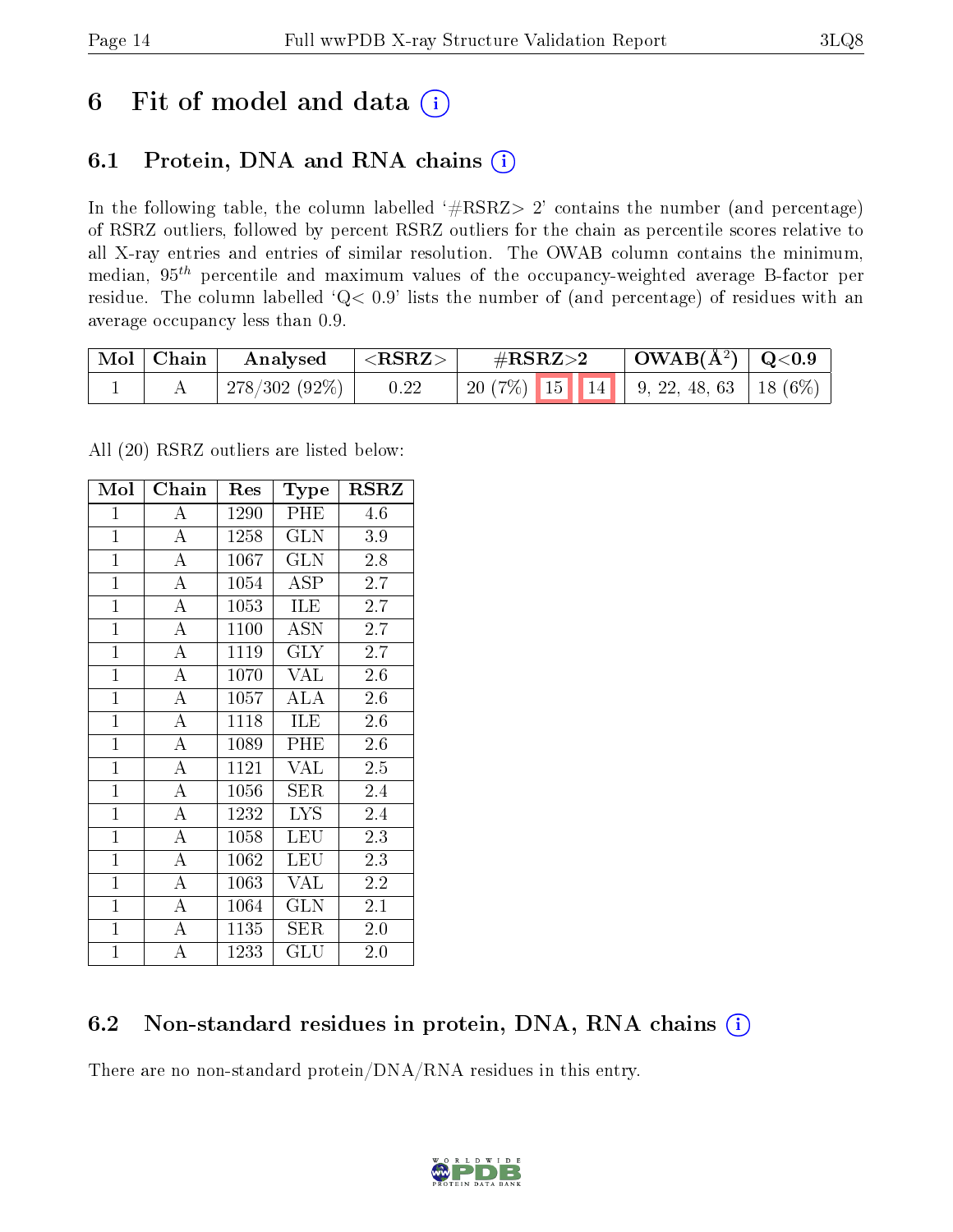# 6 Fit of model and data

## 6.1 Protein, DNA and RNA chains

In the following table, the column labelled '#RSRZ> 2' contains the number (and percentage) of RSRZ outliers, followed by percent RSRZ outliers for the chain as percentile scores relative to all X-ray entries and entries of similar resolution. The OWAB column contains the minimum, median, $95^{th}$ percentile and maximum values of the occupancy-weighted average B-factor per residue. The column labelled 'Q< 0.9' lists the number of (and percentage) of residues with an average occupancy less than 0.9.

| Mol | Chain | Analysed | <RSRZ> | #RSRZ>2 | | | OWAB(Å$^2$) | Q<0.9 |
|---|---|---|---|---|---|---|---|---|
| 1 | A | 278/302 (92%) | 0.22 | 20 (7%) | 15 | 14 | 9, 22, 48, 63 | 18 (6%) |

All (20) RSRZ outliers are listed below:

| Mol | Chain | Res | Type | RSRZ |
|---|---|---|---|---|
| 1 | A | 1290 | PHE | 4.6 |
| 1 | A | 1258 | GLN | 3.9 |
| 1 | A | 1067 | GLN | 2.8 |
| 1 | A | 1054 | ASP | 2.7 |
| 1 | A | 1053 | ILE | 2.7 |
| 1 | A | 1100 | ASN | 2.7 |
| 1 | A | 1119 | GLY | 2.7 |
| 1 | A | 1070 | VAL | 2.6 |
| 1 | A | 1057 | ALA | 2.6 |
| 1 | A | 1118 | ILE | 2.6 |
| 1 | A | 1089 | PHE | 2.6 |
| 1 | A | 1121 | VAL | 2.5 |
| 1 | A | 1056 | SER | 2.4 |
| 1 | A | 1232 | LYS | 2.4 |
| 1 | A | 1058 | LEU | 2.3 |
| 1 | A | 1062 | LEU | 2.3 |
| 1 | A | 1063 | VAL | 2.2 |
| 1 | A | 1064 | GLN | 2.1 |
| 1 | A | 1135 | SER | 2.0 |
| 1 | A | 1233 | GLU | 2.0 |

## 6.2 Non-standard residues in protein, DNA, RNA chains

There are no non-standard protein/DNA/RNA residues in this entry.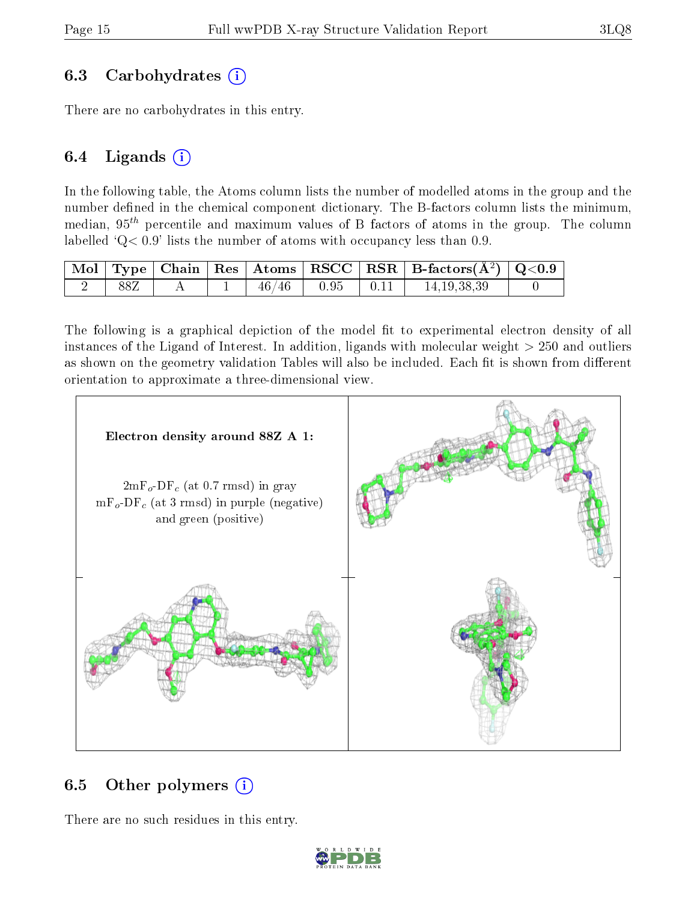## 6.3 Carbohydrates (i)

There are no carbohydrates in this entry.

## 6.4 Ligands (i)

In the following table, the Atoms column lists the number of modelled atoms in the group and the number defined in the chemical component dictionary. The B-factors column lists the minimum, median, $95^{th}$ percentile and maximum values of B factors of atoms in the group. The column labelled 'Q< 0.9' lists the number of atoms with occupancy less than 0.9.

| Mol | Type | Chain | Res | Atoms | RSCC | RSR | B-factors($Å^2$) | Q<0.9 |
|---|---|---|---|---|---|---|---|---|
| 2 | 88Z | A | 1 | 46/46 | 0.95 | 0.11 | 14,19,38,39 | 0 |

The following is a graphical depiction of the model fit to experimental electron density of all instances of the Ligand of Interest. In addition, ligands with molecular weight > 250 and outliers as shown on the geometry validation Tables will also be included. Each fit is shown from different orientation to approximate a three-dimensional view.

Electron density around 88Z A 1:

$2mF_o$-$DF_c$ (at 0.7 rmsd) in gray
$mF_o$-$DF_c$ (at 3 rmsd) in purple (negative) and green (positive)

## 6.5 Other polymers (i)

There are no such residues in this entry.